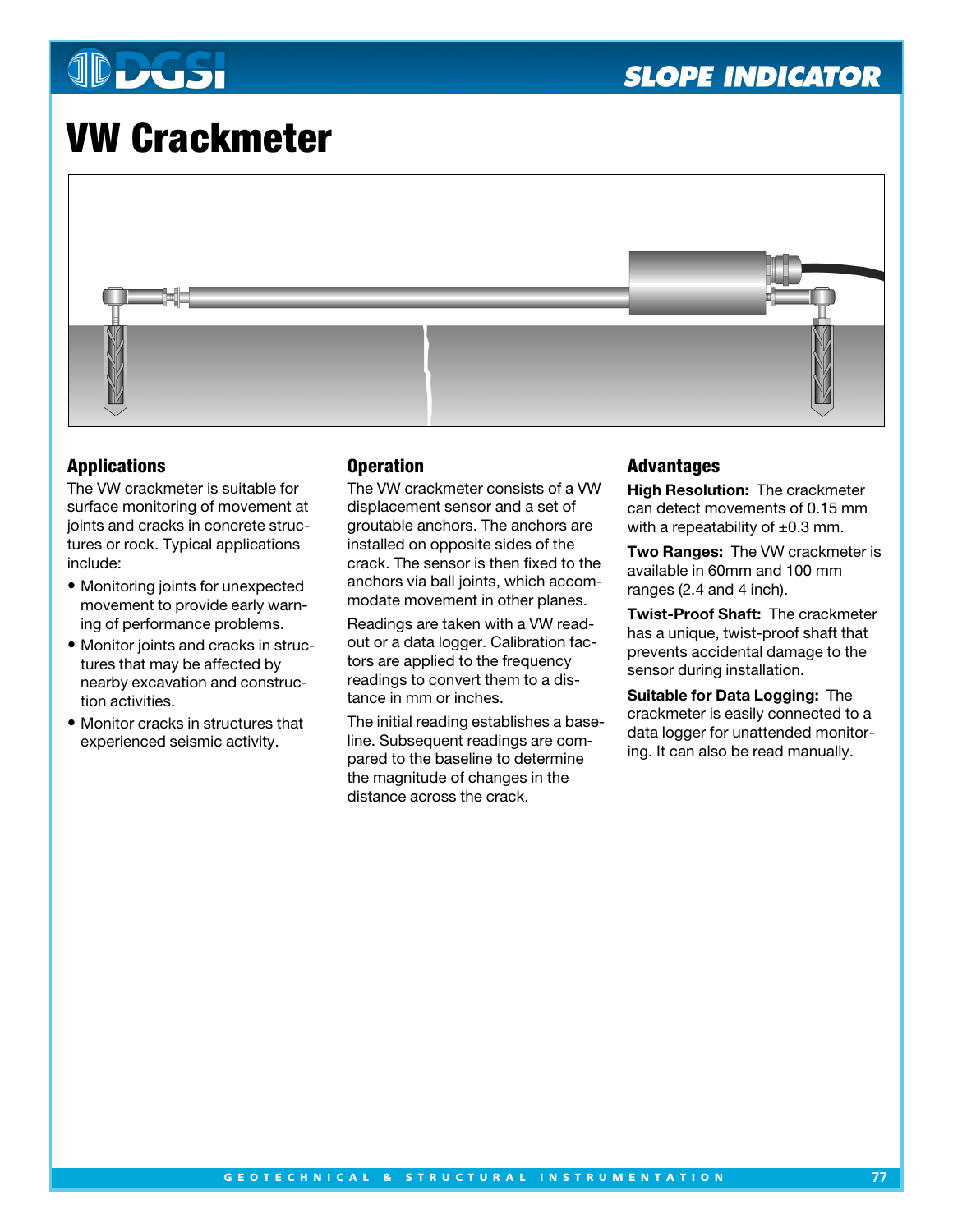# VW Crackmeter

## Applications

The VW crackmeter is suitable for surface monitoring of movement at joints and cracks in concrete structures or rock. Typical applications include:

- Monitoring joints for unexpected movement to provide early warning of performance problems.
- Monitor joints and cracks in structures that may be affected by nearby excavation and construction activities.
- Monitor cracks in structures that experienced seismic activity.

## Operation

The VW crackmeter consists of a VW displacement sensor and a set of groutable anchors. The anchors are installed on opposite sides of the crack. The sensor is then fixed to the anchors via ball joints, which accommodate movement in other planes.

Readings are taken with a VW readout or a data logger. Calibration factors are applied to the frequency readings to convert them to a distance in mm or inches.

The initial reading establishes a baseline. Subsequent readings are compared to the baseline to determine the magnitude of changes in the distance across the crack.

## Advantages

**High Resolution:** The crackmeter can detect movements of 0.15 mm with a repeatability of ±0.3 mm.

**Two Ranges:** The VW crackmeter is available in 60mm and 100 mm ranges (2.4 and 4 inch).

**Twist-Proof Shaft:** The crackmeter has a unique, twist-proof shaft that prevents accidental damage to the sensor during installation.

**Suitable for Data Logging:** The crackmeter is easily connected to a data logger for unattended monitoring. It can also be read manually.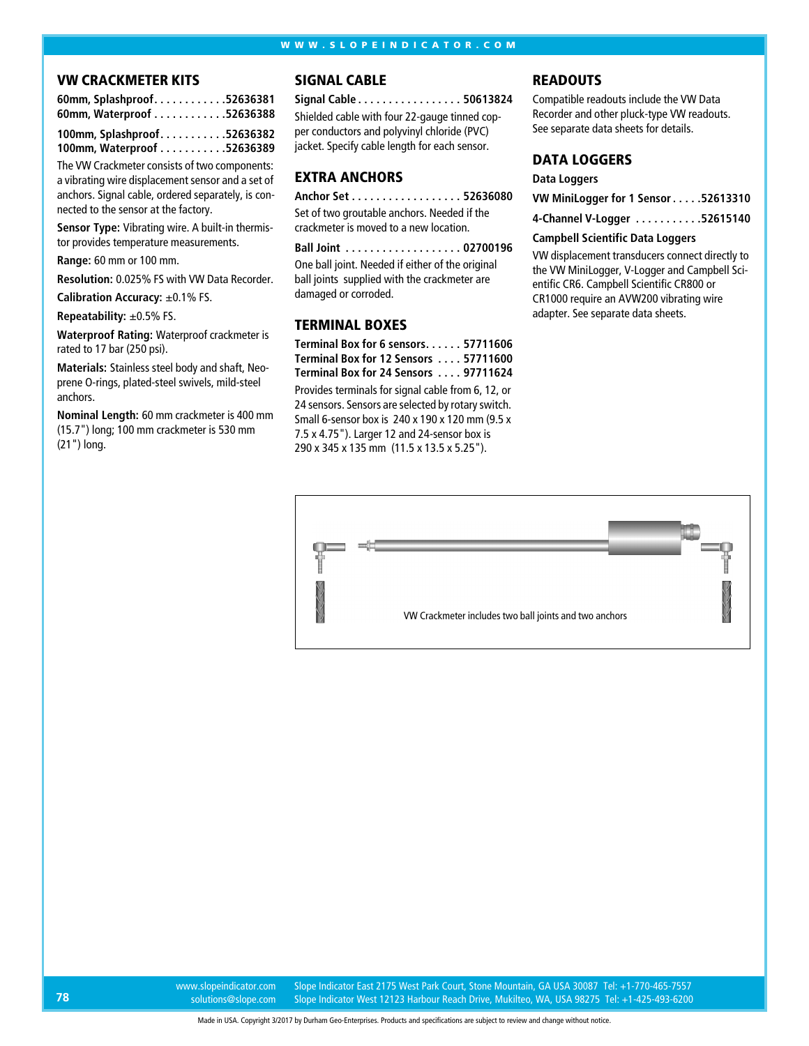## VW CRACKMETER KITS

**60mm, Splashproof . . . . . . . . . . . .52636381**
**60mm, Waterproof . . . . . . . . . . . .52636388**

**100mm, Splashproof . . . . . . . . . . .52636382**
**100mm, Waterproof . . . . . . . . . . .52636389**

The VW Crackmeter consists of two components: a vibrating wire displacement sensor and a set of anchors. Signal cable, ordered separately, is connected to the sensor at the factory.

**Sensor Type:** Vibrating wire. A built-in thermistor provides temperature measurements.

**Range:** 60 mm or 100 mm.

**Resolution:** 0.025% FS with VW Data Recorder.

**Calibration Accuracy:** ±0.1% FS.

**Repeatability:** ±0.5% FS.

**Waterproof Rating:** Waterproof crackmeter is rated to 17 bar (250 psi).

**Materials:** Stainless steel body and shaft, Neoprene O-rings, plated-steel swivels, mild-steel anchors.

**Nominal Length:** 60 mm crackmeter is 400 mm (15.7") long; 100 mm crackmeter is 530 mm (21") long.

## SIGNAL CABLE

**Signal Cable . . . . . . . . . . . . . . . . . 50613824**

Shielded cable with four 22-gauge tinned copper conductors and polyvinyl chloride (PVC) jacket. Specify cable length for each sensor.

## EXTRA ANCHORS

**Anchor Set . . . . . . . . . . . . . . . . . . 52636080**

Set of two groutable anchors. Needed if the crackmeter is moved to a new location.

**Ball Joint . . . . . . . . . . . . . . . . . . . 02700196**

One ball joint. Needed if either of the original ball joints supplied with the crackmeter are damaged or corroded.

## TERMINAL BOXES

**Terminal Box for 6 sensors. . . . . . 57711606**
**Terminal Box for 12 Sensors . . . . 57711600**
**Terminal Box for 24 Sensors . . . . 97711624**

Provides terminals for signal cable from 6, 12, or 24 sensors. Sensors are selected by rotary switch. Small 6-sensor box is 240 x 190 x 120 mm (9.5 x 7.5 x 4.75"). Larger 12 and 24-sensor box is 290 x 345 x 135 mm (11.5 x 13.5 x 5.25").

## READOUTS

Compatible readouts include the VW Data Recorder and other pluck-type VW readouts. See separate data sheets for details.

## DATA LOGGERS

**Data Loggers**

**VW MiniLogger for 1 Sensor . . . . .52613310**

**4-Channel V-Logger . . . . . . . . . . .52615140**

**Campbell Scientific Data Loggers**

VW displacement transducers connect directly to the VW MiniLogger, V-Logger and Campbell Scientific CR6. Campbell Scientific CR800 or CR1000 require an AVW200 vibrating wire adapter. See separate data sheets.

VW Crackmeter includes two ball joints and two anchors

www.slopeindicator.com
solutions@slope.com

Slope Indicator East 2175 West Park Court, Stone Mountain, GA USA 30087 Tel: +1-770-465-7557
Slope Indicator West 12123 Harbour Reach Drive, Mukilteo, WA, USA 98275 Tel: +1-425-493-6200

Made in USA. Copyright 3/2017 by Durham Geo-Enterprises. Products and specifications are subject to review and change without notice.